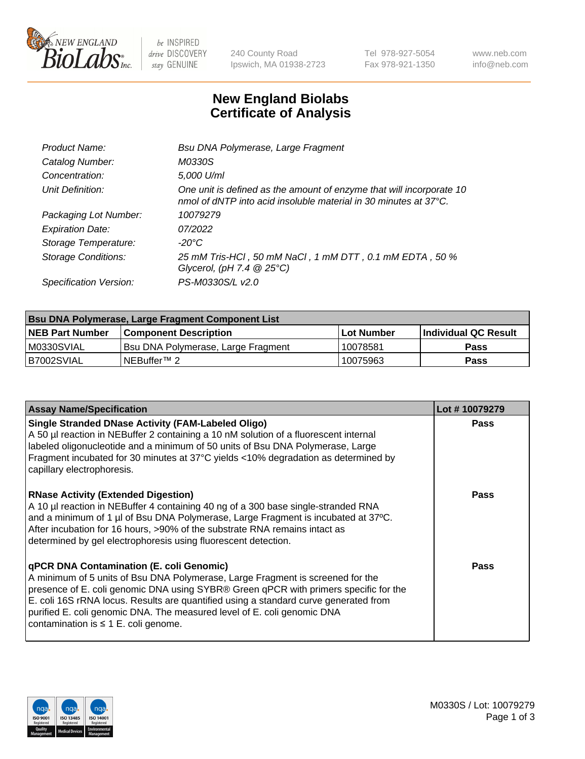NEW ENGLAND BioLabs Inc. — be INSPIRED drive DISCOVERY stay GENUINE

240 County Road
Ipswich, MA 01938-2723

Tel 978-927-5054
Fax 978-921-1350

www.neb.com
info@neb.com

# New England Biolabs
# Certificate of Analysis

| | |
|---|---|
| *Product Name:* | *Bsu DNA Polymerase, Large Fragment* |
| *Catalog Number:* | *M0330S* |
| *Concentration:* | *5,000 U/ml* |
| *Unit Definition:* | *One unit is defined as the amount of enzyme that will incorporate 10 nmol of dNTP into acid insoluble material in 30 minutes at 37°C.* |
| *Packaging Lot Number:* | *10079279* |
| *Expiration Date:* | *07/2022* |
| *Storage Temperature:* | *-20°C* |
| *Storage Conditions:* | *25 mM Tris-HCl , 50 mM NaCl , 1 mM DTT , 0.1 mM EDTA , 50 % Glycerol, (pH 7.4 @ 25°C)* |
| *Specification Version:* | *PS-M0330S/L v2.0* |

| Bsu DNA Polymerase, Large Fragment Component List | | | |
|---|---|---|---|
| **NEB Part Number** | **Component Description** | **Lot Number** | **Individual QC Result** |
| M0330SVIAL | Bsu DNA Polymerase, Large Fragment | 10078581 | **Pass** |
| B7002SVIAL | NEBuffer™ 2 | 10075963 | **Pass** |

| Assay Name/Specification | Lot # 10079279 |
|---|---|
| **Single Stranded DNase Activity (FAM-Labeled Oligo)** A 50 µl reaction in NEBuffer 2 containing a 10 nM solution of a fluorescent internal labeled oligonucleotide and a minimum of 50 units of Bsu DNA Polymerase, Large Fragment incubated for 30 minutes at 37°C yields <10% degradation as determined by capillary electrophoresis. | **Pass** |
| **RNase Activity (Extended Digestion)** A 10 µl reaction in NEBuffer 4 containing 40 ng of a 300 base single-stranded RNA and a minimum of 1 µl of Bsu DNA Polymerase, Large Fragment is incubated at 37ºC. After incubation for 16 hours, >90% of the substrate RNA remains intact as determined by gel electrophoresis using fluorescent detection. | **Pass** |
| **qPCR DNA Contamination (E. coli Genomic)** A minimum of 5 units of Bsu DNA Polymerase, Large Fragment is screened for the presence of E. coli genomic DNA using SYBR® Green qPCR with primers specific for the E. coli 16S rRNA locus. Results are quantified using a standard curve generated from purified E. coli genomic DNA. The measured level of E. coli genomic DNA contamination is ≤ 1 E. coli genome. | **Pass** |

M0330S / Lot: 10079279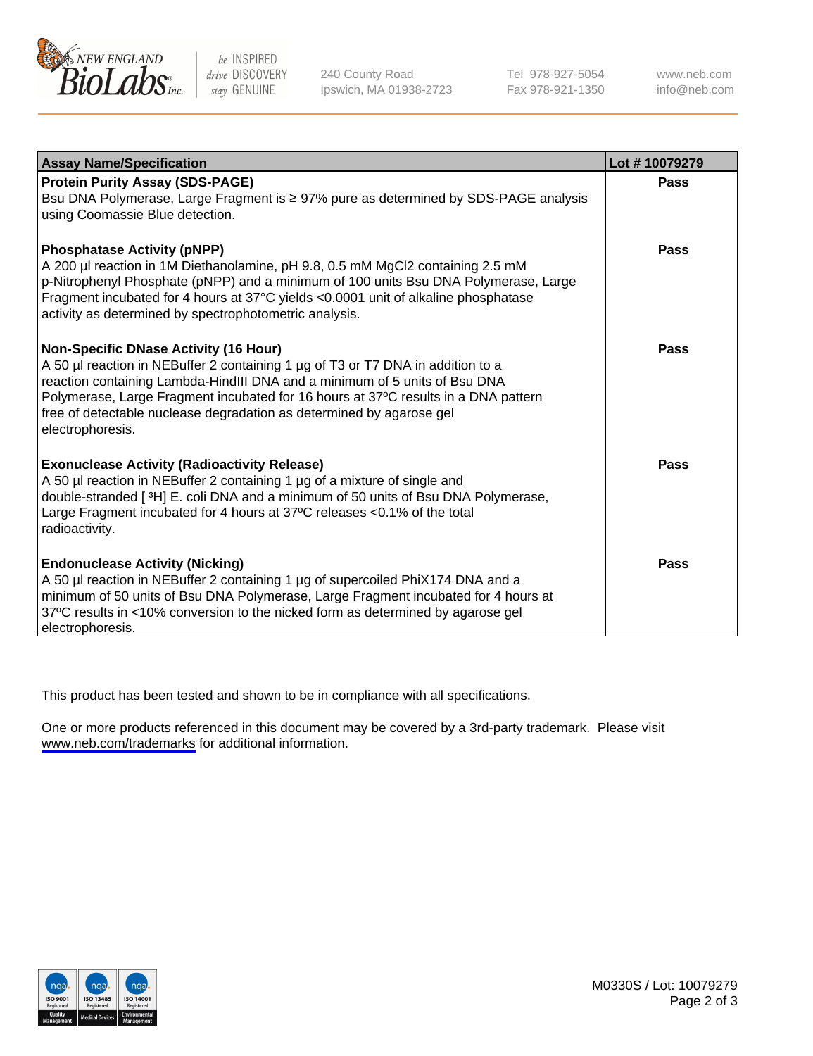| Assay Name/Specification | Lot # 10079279 |
|---|---|
| **Protein Purity Assay (SDS-PAGE)**<br>Bsu DNA Polymerase, Large Fragment is ≥ 97% pure as determined by SDS-PAGE analysis using Coomassie Blue detection. | Pass |
| **Phosphatase Activity (pNPP)**<br>A 200 µl reaction in 1M Diethanolamine, pH 9.8, 0.5 mM $MgCl_2$ containing 2.5 mM p-Nitrophenyl Phosphate (pNPP) and a minimum of 100 units Bsu DNA Polymerase, Large Fragment incubated for 4 hours at 37°C yields <0.0001 unit of alkaline phosphatase activity as determined by spectrophotometric analysis. | Pass |
| **Non-Specific DNase Activity (16 Hour)**<br>A 50 µl reaction in NEBuffer 2 containing 1 µg of T3 or T7 DNA in addition to a reaction containing Lambda-HindIII DNA and a minimum of 5 units of Bsu DNA Polymerase, Large Fragment incubated for 16 hours at 37ºC results in a DNA pattern free of detectable nuclease degradation as determined by agarose gel electrophoresis. | Pass |
| **Exonuclease Activity (Radioactivity Release)**<br>A 50 µl reaction in NEBuffer 2 containing 1 µg of a mixture of single and double-stranded [ $^3$H] E. coli DNA and a minimum of 50 units of Bsu DNA Polymerase, Large Fragment incubated for 4 hours at 37ºC releases <0.1% of the total radioactivity. | Pass |
| **Endonuclease Activity (Nicking)**<br>A 50 µl reaction in NEBuffer 2 containing 1 µg of supercoiled PhiX174 DNA and a minimum of 50 units of Bsu DNA Polymerase, Large Fragment incubated for 4 hours at 37ºC results in <10% conversion to the nicked form as determined by agarose gel electrophoresis. | Pass |

This product has been tested and shown to be in compliance with all specifications.

One or more products referenced in this document may be covered by a 3rd-party trademark. Please visit www.neb.com/trademarks for additional information.

M0330S / Lot: 10079279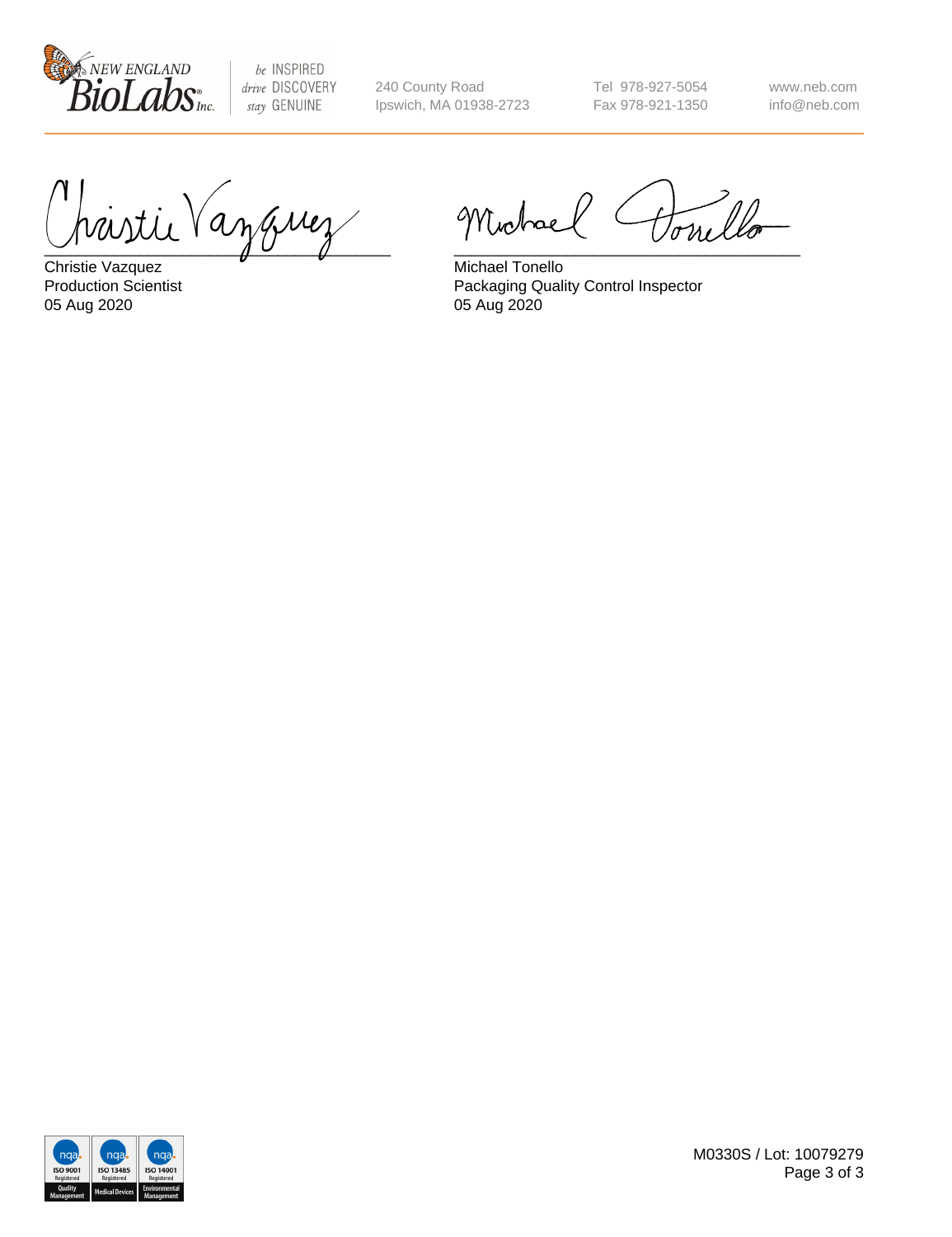be INSPIRED drive DISCOVERY stay GENUINE

240 County Road
Ipswich, MA 01938-2723

Tel 978-927-5054
Fax 978-921-1350

www.neb.com
info@neb.com

Christie Vazquez
Production Scientist
05 Aug 2020

Michael Tonello
Packaging Quality Control Inspector
05 Aug 2020

M0330S / Lot: 10079279